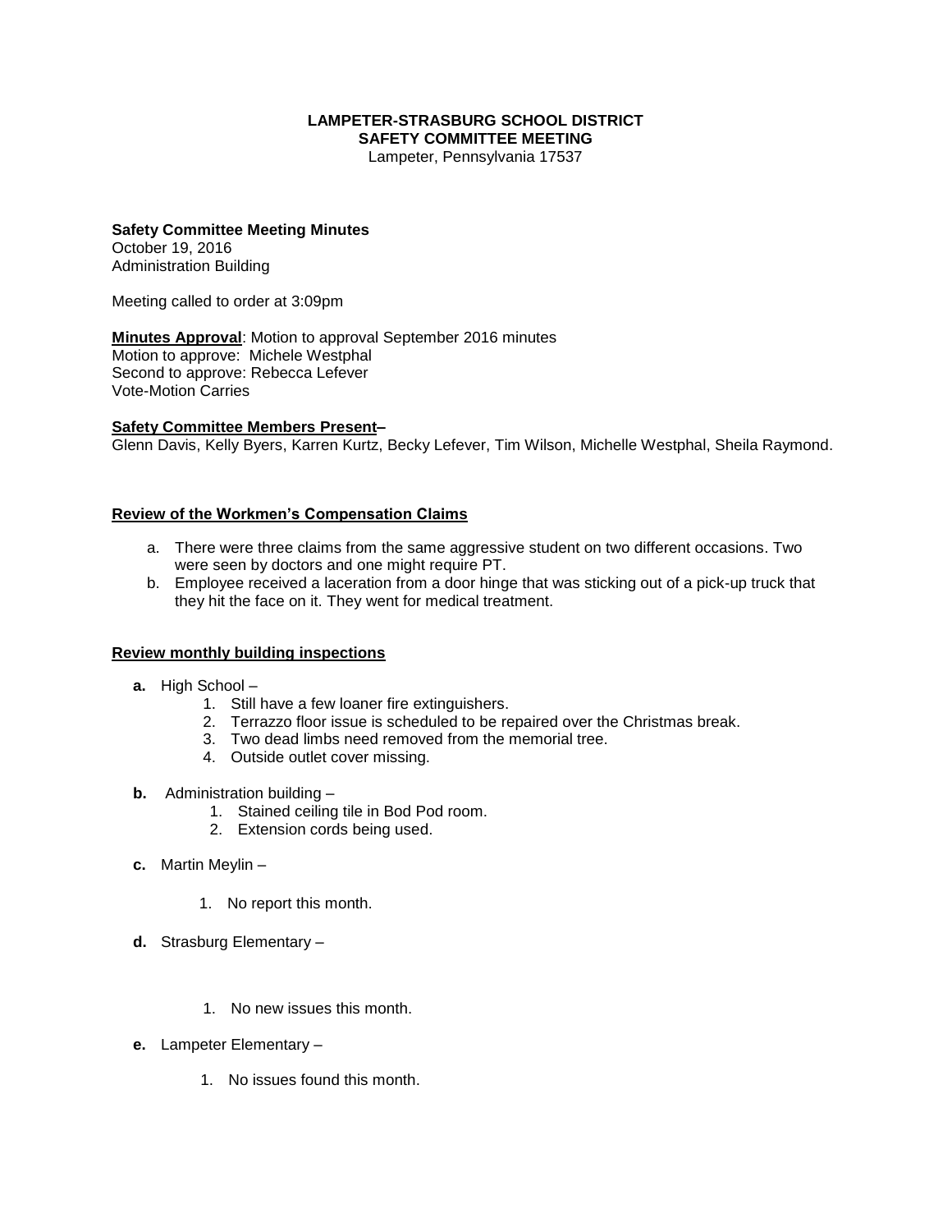**LAMPETER-STRASBURG SCHOOL DISTRICT**
**SAFETY COMMITTEE MEETING**
Lampeter, Pennsylvania 17537

**Safety Committee Meeting Minutes**
October 19, 2016
Administration Building

Meeting called to order at 3:09pm

**<u>Minutes Approval</u>**: Motion to approval September 2016 minutes
Motion to approve: Michele Westphal
Second to approve: Rebecca Lefever
Vote-Motion Carries

**<u>Safety Committee Members Present</u>–**
Glenn Davis, Kelly Byers, Karren Kurtz, Becky Lefever, Tim Wilson, Michelle Westphal, Sheila Raymond.

**<u>Review of the Workmen's Compensation Claims</u>**

a. There were three claims from the same aggressive student on two different occasions. Two were seen by doctors and one might require PT.
b. Employee received a laceration from a door hinge that was sticking out of a pick-up truck that they hit the face on it. They went for medical treatment.

**<u>Review monthly building inspections</u>**

**a.** High School –
1. Still have a few loaner fire extinguishers.
2. Terrazzo floor issue is scheduled to be repaired over the Christmas break.
3. Two dead limbs need removed from the memorial tree.
4. Outside outlet cover missing.

**b.** Administration building –
1. Stained ceiling tile in Bod Pod room.
2. Extension cords being used.

**c.** Martin Meylin –
1. No report this month.

**d.** Strasburg Elementary –
1. No new issues this month.

**e.** Lampeter Elementary –
1. No issues found this month.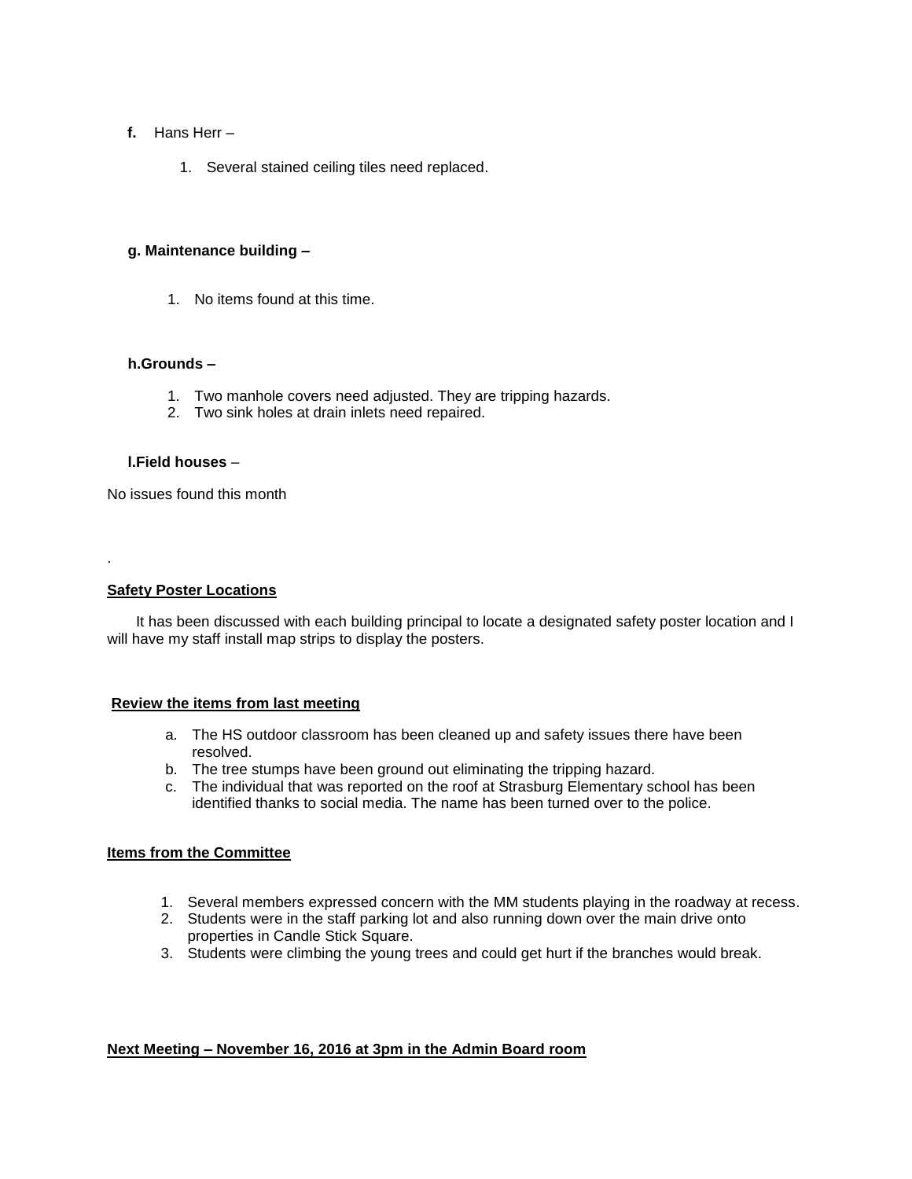**f.** Hans Herr –

1. Several stained ceiling tiles need replaced.

**g. Maintenance building –**

1. No items found at this time.

**h.Grounds –**

1. Two manhole covers need adjusted. They are tripping hazards.
2. Two sink holes at drain inlets need repaired.

**l.Field houses** –

No issues found this month

.

**Safety Poster Locations**

It has been discussed with each building principal to locate a designated safety poster location and I will have my staff install map strips to display the posters.

**Review the items from last meeting**

a. The HS outdoor classroom has been cleaned up and safety issues there have been resolved.
b. The tree stumps have been ground out eliminating the tripping hazard.
c. The individual that was reported on the roof at Strasburg Elementary school has been identified thanks to social media. The name has been turned over to the police.

**Items from the Committee**

1. Several members expressed concern with the MM students playing in the roadway at recess.
2. Students were in the staff parking lot and also running down over the main drive onto properties in Candle Stick Square.
3. Students were climbing the young trees and could get hurt if the branches would break.

**Next Meeting – November 16, 2016 at 3pm in the Admin Board room**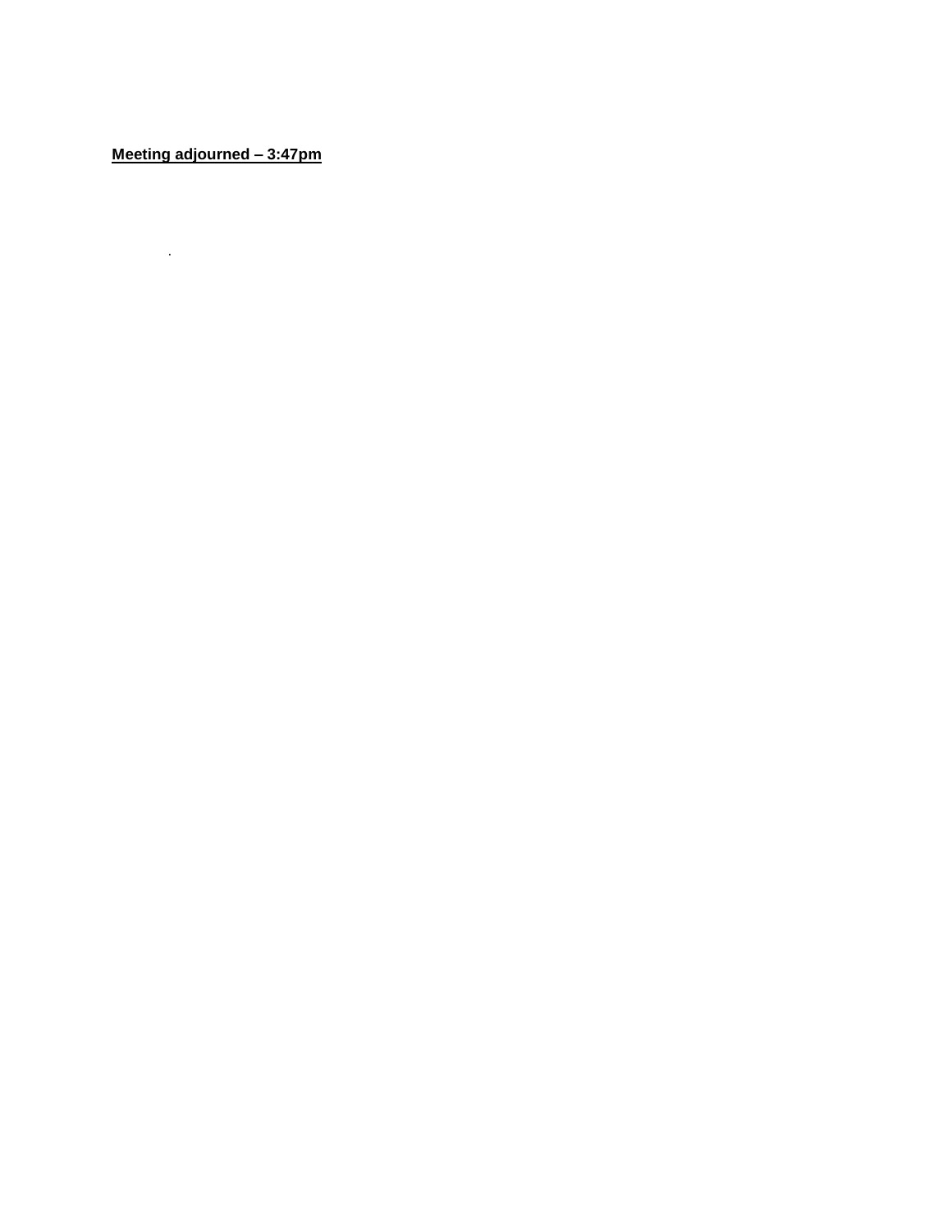**Meeting adjourned – 3:47pm**

.